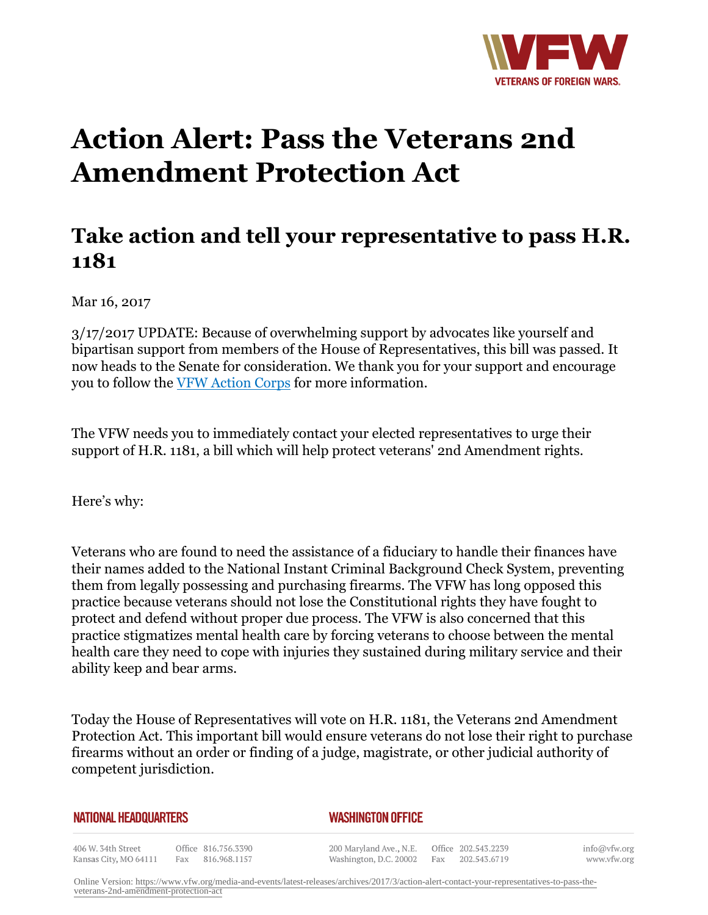# Action Alert: Pass the Veterans 2nd Amendment Protection Act

## Take action and tell your representative to pass H.R. 1181

Mar 16, 2017

3/17/2017 UPDATE: Because of overwhelming support by advocates like yourself and bipartisan support from members of the House of Representatives, this bill was passed. It now heads to the Senate for consideration. We thank you for your support and encourage you to follow the [VFW Action Corps](#) for more information.

The VFW needs you to immediately contact your elected representatives to urge their support of H.R. 1181, a bill which will help protect veterans' 2nd Amendment rights.

Here's why:

Veterans who are found to need the assistance of a fiduciary to handle their finances have their names added to the National Instant Criminal Background Check System, preventing them from legally possessing and purchasing firearms. The VFW has long opposed this practice because veterans should not lose the Constitutional rights they have fought to protect and defend without proper due process. The VFW is also concerned that this practice stigmatizes mental health care by forcing veterans to choose between the mental health care they need to cope with injuries they sustained during military service and their ability keep and bear arms.

Today the House of Representatives will vote on H.R. 1181, the Veterans 2nd Amendment Protection Act. This important bill would ensure veterans do not lose their right to purchase firearms without an order or finding of a judge, magistrate, or other judicial authority of competent jurisdiction.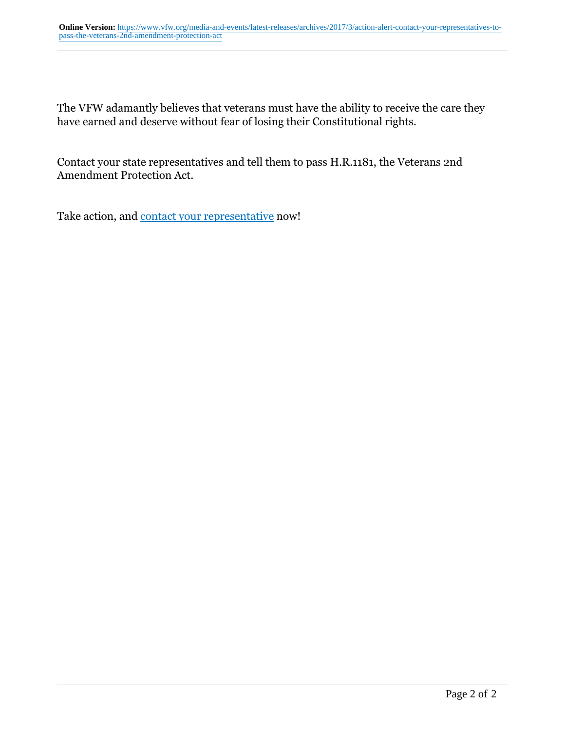The VFW adamantly believes that veterans must have the ability to receive the care they have earned and deserve without fear of losing their Constitutional rights.

Contact your state representatives and tell them to pass H.R.1181, the Veterans 2nd Amendment Protection Act.

Take action, and contact your representative now!